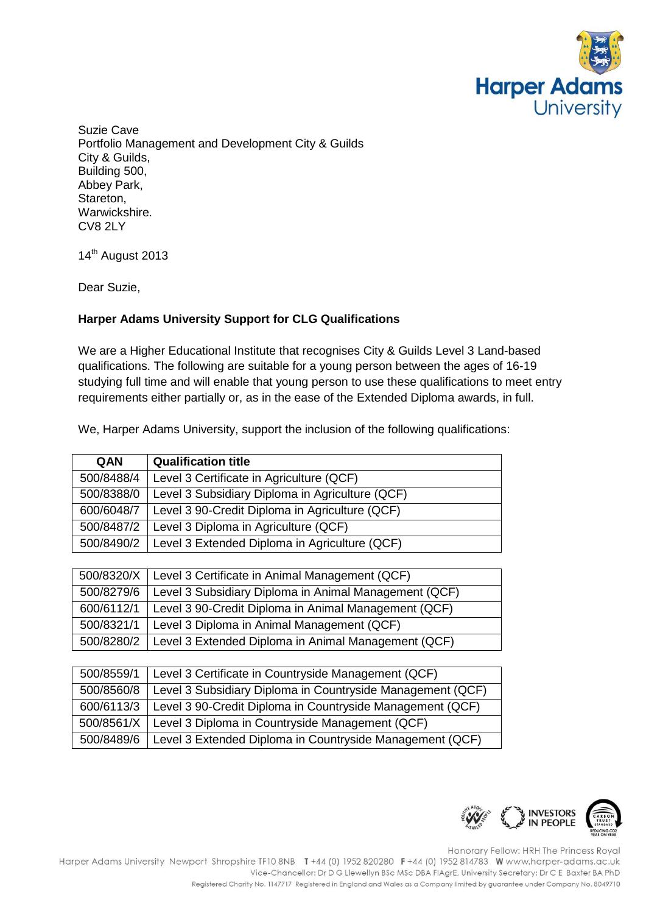Harper Adams University

Suzie Cave
Portfolio Management and Development City & Guilds
City & Guilds,
Building 500,
Abbey Park,
Stareton,
Warwickshire.
CV8 2LY

14th August 2013

Dear Suzie,

**Harper Adams University Support for CLG Qualifications**

We are a Higher Educational Institute that recognises City & Guilds Level 3 Land-based qualifications. The following are suitable for a young person between the ages of 16-19 studying full time and will enable that young person to use these qualifications to meet entry requirements either partially or, as in the ease of the Extended Diploma awards, in full.

We, Harper Adams University, support the inclusion of the following qualifications:

| QAN | Qualification title |
|---|---|
| 500/8488/4 | Level 3 Certificate in Agriculture (QCF) |
| 500/8388/0 | Level 3 Subsidiary Diploma in Agriculture (QCF) |
| 600/6048/7 | Level 3 90-Credit Diploma in Agriculture (QCF) |
| 500/8487/2 | Level 3 Diploma in Agriculture (QCF) |
| 500/8490/2 | Level 3 Extended Diploma in Agriculture (QCF) |

| | |
|---|---|
| 500/8320/X | Level 3 Certificate in Animal Management (QCF) |
| 500/8279/6 | Level 3 Subsidiary Diploma in Animal Management (QCF) |
| 600/6112/1 | Level 3 90-Credit Diploma in Animal Management (QCF) |
| 500/8321/1 | Level 3 Diploma in Animal Management (QCF) |
| 500/8280/2 | Level 3 Extended Diploma in Animal Management (QCF) |

| | |
|---|---|
| 500/8559/1 | Level 3 Certificate in Countryside Management (QCF) |
| 500/8560/8 | Level 3 Subsidiary Diploma in Countryside Management (QCF) |
| 600/6113/3 | Level 3 90-Credit Diploma in Countryside Management (QCF) |
| 500/8561/X | Level 3 Diploma in Countryside Management (QCF) |
| 500/8489/6 | Level 3 Extended Diploma in Countryside Management (QCF) |

Honorary Fellow: HRH The Princess Royal
Harper Adams University Newport Shropshire TF10 8NB T +44 (0) 1952 820280 F +44 (0) 1952 814783 W www.harper-adams.ac.uk
Vice-Chancellor: Dr D G Llewellyn BSc MSc DBA FIAgrE, University Secretary: Dr C E Baxter BA PhD
Registered Charity No. 1147717 Registered in England and Wales as a Company limited by guarantee under Company No. 8049710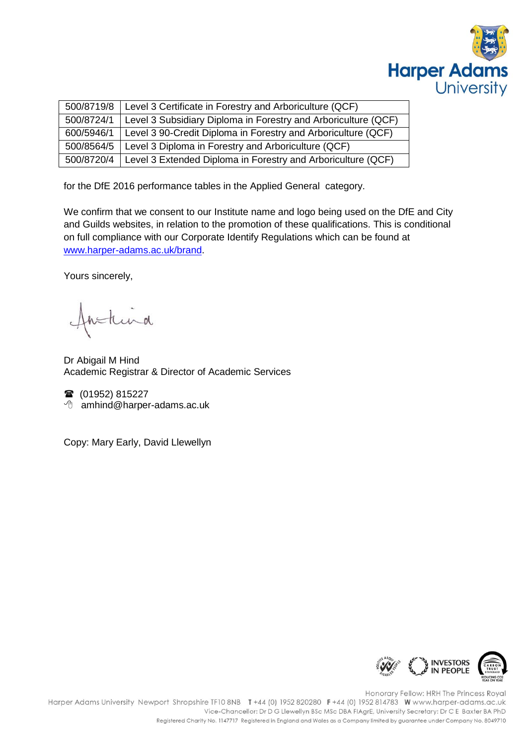| | |
|---|---|
| 500/8719/8 | Level 3 Certificate in Forestry and Arboriculture (QCF) |
| 500/8724/1 | Level 3 Subsidiary Diploma in Forestry and Arboriculture (QCF) |
| 600/5946/1 | Level 3 90-Credit Diploma in Forestry and Arboriculture (QCF) |
| 500/8564/5 | Level 3 Diploma in Forestry and Arboriculture (QCF) |
| 500/8720/4 | Level 3 Extended Diploma in Forestry and Arboriculture (QCF) |

for the DfE 2016 performance tables in the Applied General category.

We confirm that we consent to our Institute name and logo being used on the DfE and City and Guilds websites, in relation to the promotion of these qualifications. This is conditional on full compliance with our Corporate Identify Regulations which can be found at www.harper-adams.ac.uk/brand.

Yours sincerely,

Dr Abigail M Hind
Academic Registrar & Director of Academic Services

☎ (01952) 815227
amhind@harper-adams.ac.uk

Copy: Mary Early, David Llewellyn

Honorary Fellow: HRH The Princess Royal
Harper Adams University Newport Shropshire TF10 8NB T +44 (0) 1952 820280 F +44 (0) 1952 814783 W www.harper-adams.ac.uk
Vice-Chancellor: Dr D G Llewellyn BSc MSc DBA FIAgrE, University Secretary: Dr C E Baxter BA PhD
Registered Charity No. 1147717 Registered in England and Wales as a Company limited by guarantee under Company No. 8049710